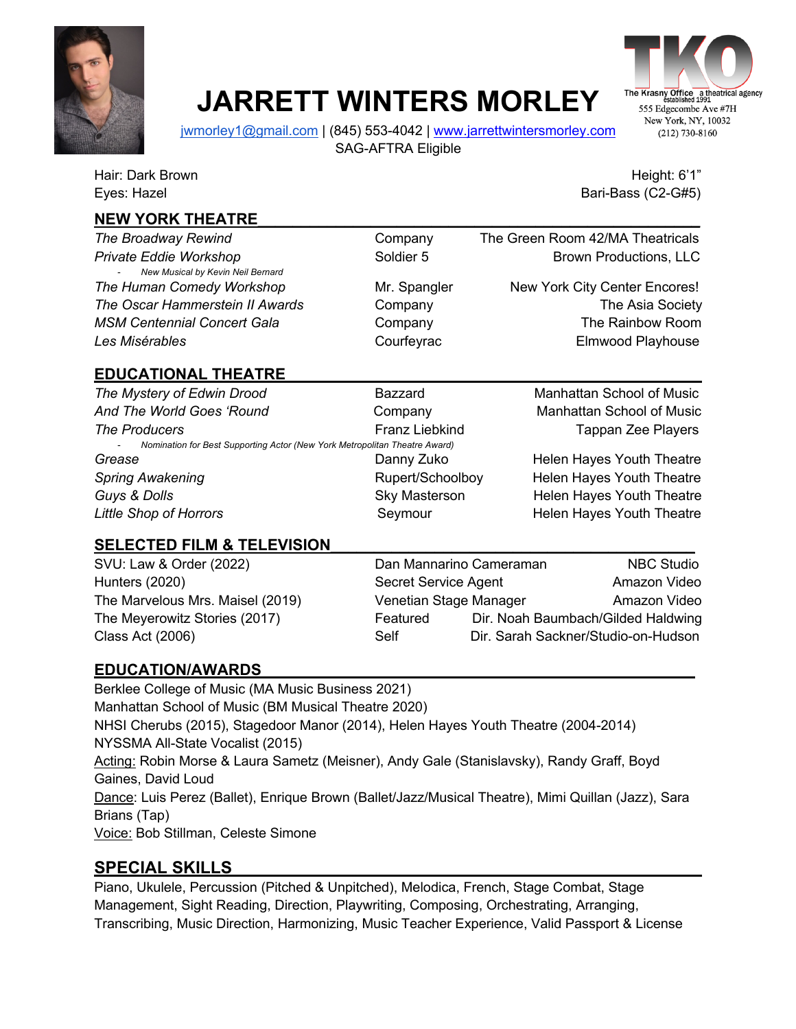# JARRETT WINTERS MORLEY

jwmorley1@gmail.com | (845) 553-4042 | www.jarrettwintersmorley.com
SAG-AFTRA Eligible

TKO
The Krasny Office, a theatrical agency, established 1991
555 Edgecombe Ave #7H
New York, NY, 10032
(212) 730-8160

Hair: Dark Brown | Height: 6'1"
Eyes: Hazel | Bari-Bass (C2-G#5)

## NEW YORK THEATRE

| | | |
|---|---|---|
| *The Broadway Rewind* | Company | The Green Room 42/MA Theatricals |
| *Private Eddie Workshop* | Soldier 5 | Brown Productions, LLC |
| - *New Musical by Kevin Neil Bernard* | | |
| *The Human Comedy Workshop* | Mr. Spangler | New York City Center Encores! |
| *The Oscar Hammerstein II Awards* | Company | The Asia Society |
| *MSM Centennial Concert Gala* | Company | The Rainbow Room |
| *Les Misérables* | Courfeyrac | Elmwood Playhouse |

## EDUCATIONAL THEATRE

| | | |
|---|---|---|
| *The Mystery of Edwin Drood* | Bazzard | Manhattan School of Music |
| *And The World Goes 'Round* | Company | Manhattan School of Music |
| *The Producers* | Franz Liebkind | Tappan Zee Players |
| - *Nomination for Best Supporting Actor (New York Metropolitan Theatre Award)* | | |
| *Grease* | Danny Zuko | Helen Hayes Youth Theatre |
| *Spring Awakening* | Rupert/Schoolboy | Helen Hayes Youth Theatre |
| *Guys & Dolls* | Sky Masterson | Helen Hayes Youth Theatre |
| *Little Shop of Horrors* | Seymour | Helen Hayes Youth Theatre |

## SELECTED FILM & TELEVISION

| | | |
|---|---|---|
| SVU: Law & Order (2022) | Dan Mannarino Cameraman | NBC Studio |
| Hunters (2020) | Secret Service Agent | Amazon Video |
| The Marvelous Mrs. Maisel (2019) | Venetian Stage Manager | Amazon Video |
| The Meyerowitz Stories (2017) | Featured | Dir. Noah Baumbach/Gilded Haldwing |
| Class Act (2006) | Self | Dir. Sarah Sackner/Studio-on-Hudson |

## EDUCATION/AWARDS

Berklee College of Music (MA Music Business 2021)
Manhattan School of Music (BM Musical Theatre 2020)
NHSI Cherubs (2015), Stagedoor Manor (2014), Helen Hayes Youth Theatre (2004-2014)
NYSSMA All-State Vocalist (2015)
Acting: Robin Morse & Laura Sametz (Meisner), Andy Gale (Stanislavsky), Randy Graff, Boyd Gaines, David Loud
Dance: Luis Perez (Ballet), Enrique Brown (Ballet/Jazz/Musical Theatre), Mimi Quillan (Jazz), Sara Brians (Tap)
Voice: Bob Stillman, Celeste Simone

## SPECIAL SKILLS

Piano, Ukulele, Percussion (Pitched & Unpitched), Melodica, French, Stage Combat, Stage Management, Sight Reading, Direction, Playwriting, Composing, Orchestrating, Arranging, Transcribing, Music Direction, Harmonizing, Music Teacher Experience, Valid Passport & License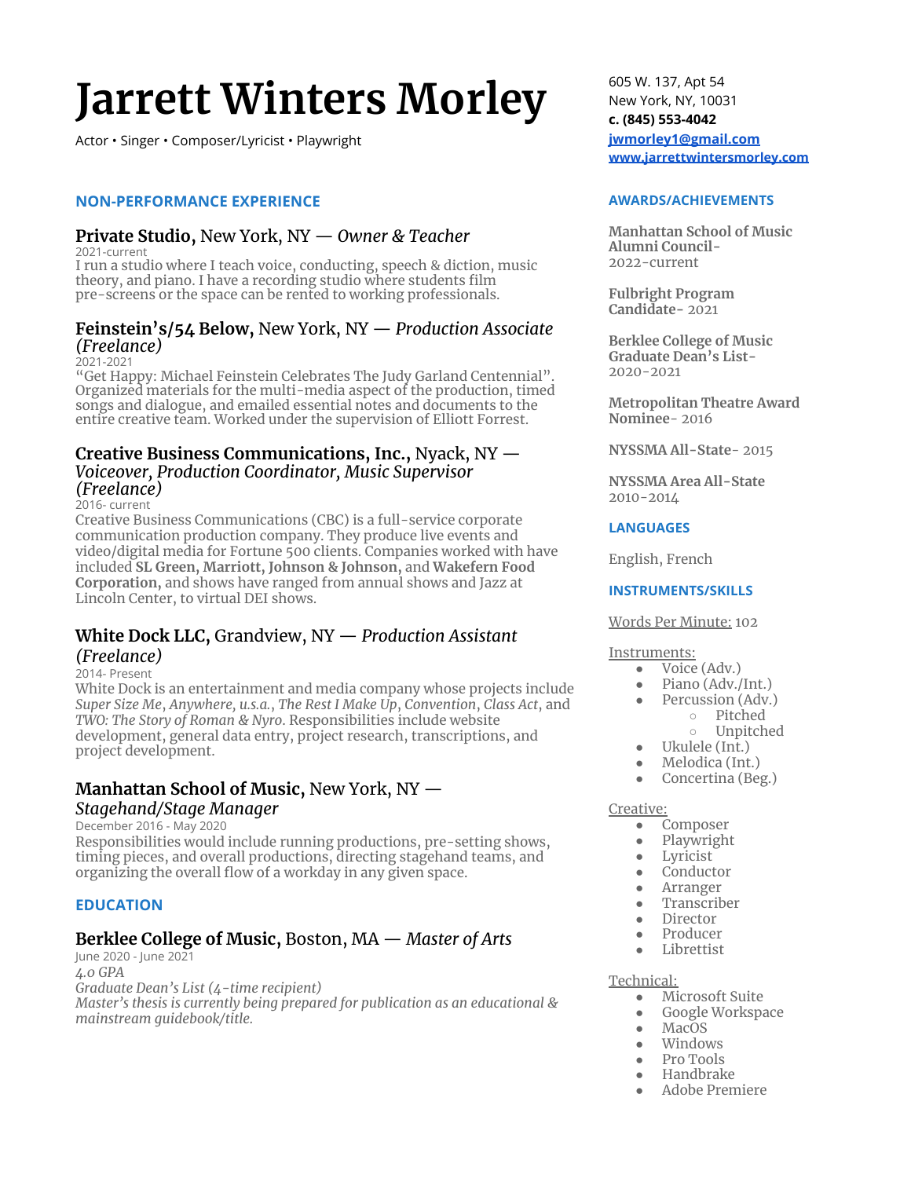# Jarrett Winters Morley

Actor • Singer • Composer/Lyricist • Playwright

605 W. 137, Apt 54
New York, NY, 10031
**c. (845) 553-4042**
**jwmorley1@gmail.com**
**www.jarrettwintersmorley.com**

## NON-PERFORMANCE EXPERIENCE

### **Private Studio,** New York, NY — *Owner & Teacher*

2021-current

I run a studio where I teach voice, conducting, speech & diction, music theory, and piano. I have a recording studio where students film pre-screens or the space can be rented to working professionals.

### **Feinstein's/54 Below,** New York, NY — *Production Associate (Freelance)*

2021-2021

"Get Happy: Michael Feinstein Celebrates The Judy Garland Centennial". Organized materials for the multi-media aspect of the production, timed songs and dialogue, and emailed essential notes and documents to the entire creative team. Worked under the supervision of Elliott Forrest.

### **Creative Business Communications, Inc.,** Nyack, NY — *Voiceover, Production Coordinator, Music Supervisor (Freelance)*

2016- current

Creative Business Communications (CBC) is a full-service corporate communication production company. They produce live events and video/digital media for Fortune 500 clients. Companies worked with have included **SL Green, Marriott, Johnson & Johnson,** and **Wakefern Food Corporation,** and shows have ranged from annual shows and Jazz at Lincoln Center, to virtual DEI shows.

### **White Dock LLC,** Grandview, NY — *Production Assistant (Freelance)*

2014- Present

White Dock is an entertainment and media company whose projects include *Super Size Me*, *Anywhere, u.s.a.*, *The Rest I Make Up*, *Convention*, *Class Act*, and *TWO: The Story of Roman & Nyro*. Responsibilities include website development, general data entry, project research, transcriptions, and project development.

### **Manhattan School of Music,** New York, NY — *Stagehand/Stage Manager*

December 2016 - May 2020

Responsibilities would include running productions, pre-setting shows, timing pieces, and overall productions, directing stagehand teams, and organizing the overall flow of a workday in any given space.

## EDUCATION

### **Berklee College of Music,** Boston, MA — *Master of Arts*

June 2020 - June 2021

*4.0 GPA*

*Graduate Dean's List (4-time recipient)*

*Master's thesis is currently being prepared for publication as an educational & mainstream guidebook/title.*

## AWARDS/ACHIEVEMENTS

**Manhattan School of Music Alumni Council-** 2022-current

**Fulbright Program Candidate-** 2021

**Berklee College of Music Graduate Dean's List-** 2020-2021

**Metropolitan Theatre Award Nominee-** 2016

**NYSSMA All-State-** 2015

**NYSSMA Area All-State** 2010-2014

## LANGUAGES

English, French

## INSTRUMENTS/SKILLS

Words Per Minute: 102

Instruments:
- Voice (Adv.)
- Piano (Adv./Int.)
- Percussion (Adv.)
  - Pitched
  - Unpitched
- Ukulele (Int.)
- Melodica (Int.)
- Concertina (Beg.)

Creative:
- Composer
- Playwright
- Lyricist
- Conductor
- Arranger
- Transcriber
- Director
- Producer
- Librettist

Technical:
- Microsoft Suite
- Google Workspace
- MacOS
- Windows
- Pro Tools
- Handbrake
- Adobe Premiere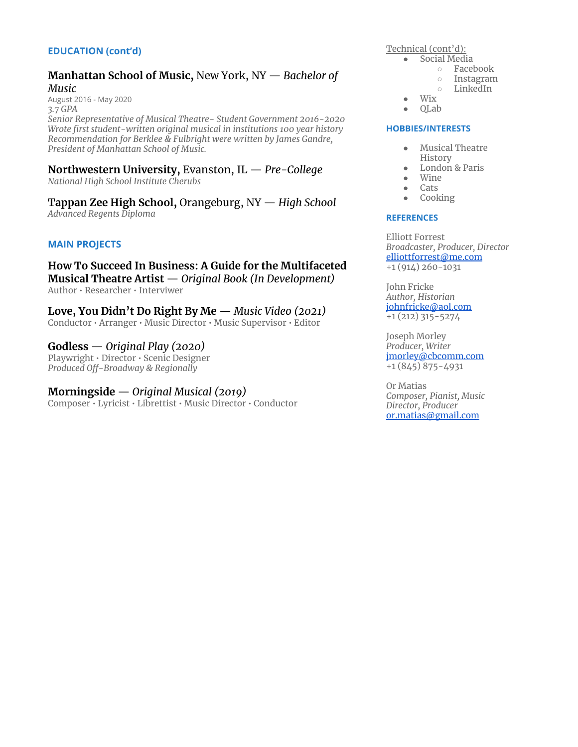## EDUCATION (cont'd)

**Manhattan School of Music,** New York, NY — *Bachelor of Music*
August 2016 - May 2020
*3.7 GPA*
*Senior Representative of Musical Theatre- Student Government 2016-2020*
*Wrote first student-written original musical in institutions 100 year history*
*Recommendation for Berklee & Fulbright were written by James Gandre, President of Manhattan School of Music.*

**Northwestern University,** Evanston, IL — *Pre-College*
*National High School Institute Cherubs*

**Tappan Zee High School,** Orangeburg, NY — *High School*
*Advanced Regents Diploma*

## MAIN PROJECTS

**How To Succeed In Business: A Guide for the Multifaceted Musical Theatre Artist** — *Original Book (In Development)*
Author • Researcher • Interviwer

**Love, You Didn't Do Right By Me** — *Music Video (2021)*
Conductor • Arranger • Music Director • Music Supervisor • Editor

**Godless** — *Original Play (2020)*
Playwright • Director • Scenic Designer
*Produced Off-Broadway & Regionally*

**Morningside** — *Original Musical (2019)*
Composer • Lyricist • Librettist • Music Director • Conductor

Technical (cont'd):

- Social Media
  - Facebook
  - Instagram
  - LinkedIn
- Wix
- QLab

## HOBBIES/INTERESTS

- Musical Theatre History
- London & Paris
- Wine
- Cats
- Cooking

## REFERENCES

Elliott Forrest
*Broadcaster, Producer, Director*
elliottforrest@me.com
+1 (914) 260-1031

John Fricke
*Author, Historian*
johnfricke@aol.com
+1 (212) 315-5274

Joseph Morley
*Producer, Writer*
jmorley@cbcomm.com
+1 (845) 875-4931

Or Matias
*Composer, Pianist, Music Director, Producer*
or.matias@gmail.com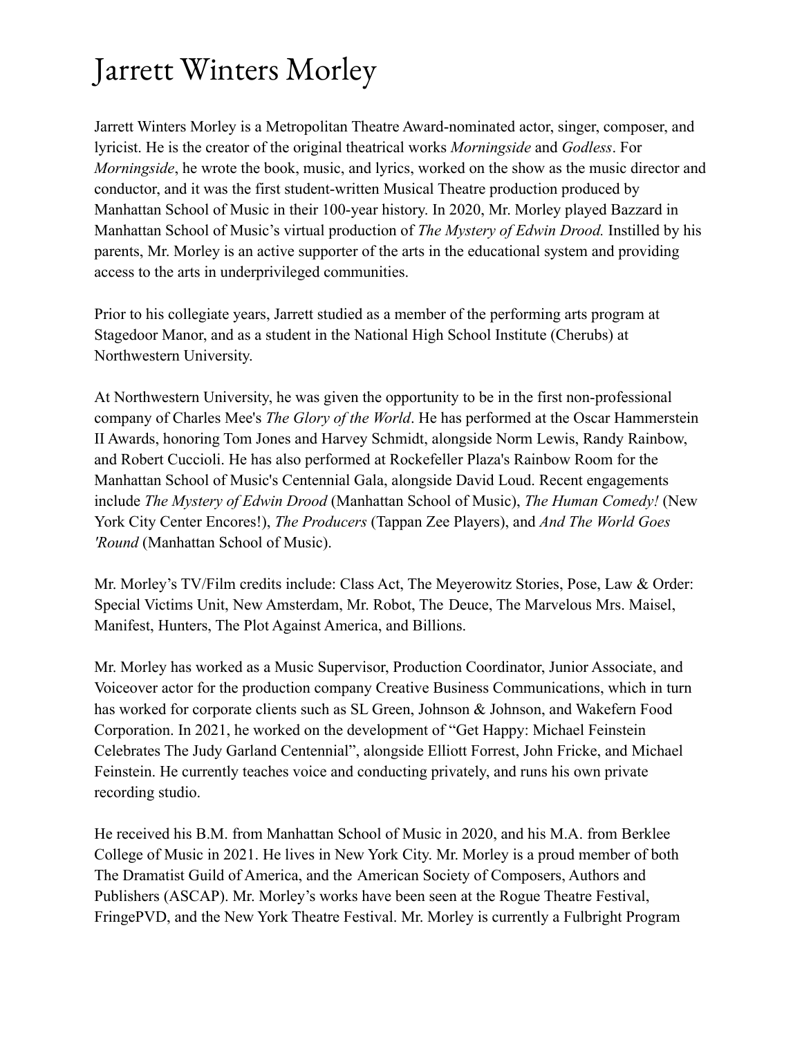# Jarrett Winters Morley

Jarrett Winters Morley is a Metropolitan Theatre Award-nominated actor, singer, composer, and lyricist. He is the creator of the original theatrical works *Morningside* and *Godless*. For *Morningside*, he wrote the book, music, and lyrics, worked on the show as the music director and conductor, and it was the first student-written Musical Theatre production produced by Manhattan School of Music in their 100-year history. In 2020, Mr. Morley played Bazzard in Manhattan School of Music's virtual production of *The Mystery of Edwin Drood.* Instilled by his parents, Mr. Morley is an active supporter of the arts in the educational system and providing access to the arts in underprivileged communities.

Prior to his collegiate years, Jarrett studied as a member of the performing arts program at Stagedoor Manor, and as a student in the National High School Institute (Cherubs) at Northwestern University.

At Northwestern University, he was given the opportunity to be in the first non-professional company of Charles Mee's *The Glory of the World*. He has performed at the Oscar Hammerstein II Awards, honoring Tom Jones and Harvey Schmidt, alongside Norm Lewis, Randy Rainbow, and Robert Cuccioli. He has also performed at Rockefeller Plaza's Rainbow Room for the Manhattan School of Music's Centennial Gala, alongside David Loud. Recent engagements include *The Mystery of Edwin Drood* (Manhattan School of Music), *The Human Comedy!* (New York City Center Encores!), *The Producers* (Tappan Zee Players), and *And The World Goes 'Round* (Manhattan School of Music).

Mr. Morley's TV/Film credits include: Class Act, The Meyerowitz Stories, Pose, Law & Order: Special Victims Unit, New Amsterdam, Mr. Robot, The Deuce, The Marvelous Mrs. Maisel, Manifest, Hunters, The Plot Against America, and Billions.

Mr. Morley has worked as a Music Supervisor, Production Coordinator, Junior Associate, and Voiceover actor for the production company Creative Business Communications, which in turn has worked for corporate clients such as SL Green, Johnson & Johnson, and Wakefern Food Corporation. In 2021, he worked on the development of "Get Happy: Michael Feinstein Celebrates The Judy Garland Centennial", alongside Elliott Forrest, John Fricke, and Michael Feinstein. He currently teaches voice and conducting privately, and runs his own private recording studio.

He received his B.M. from Manhattan School of Music in 2020, and his M.A. from Berklee College of Music in 2021. He lives in New York City. Mr. Morley is a proud member of both The Dramatist Guild of America, and the American Society of Composers, Authors and Publishers (ASCAP). Mr. Morley's works have been seen at the Rogue Theatre Festival, FringePVD, and the New York Theatre Festival. Mr. Morley is currently a Fulbright Program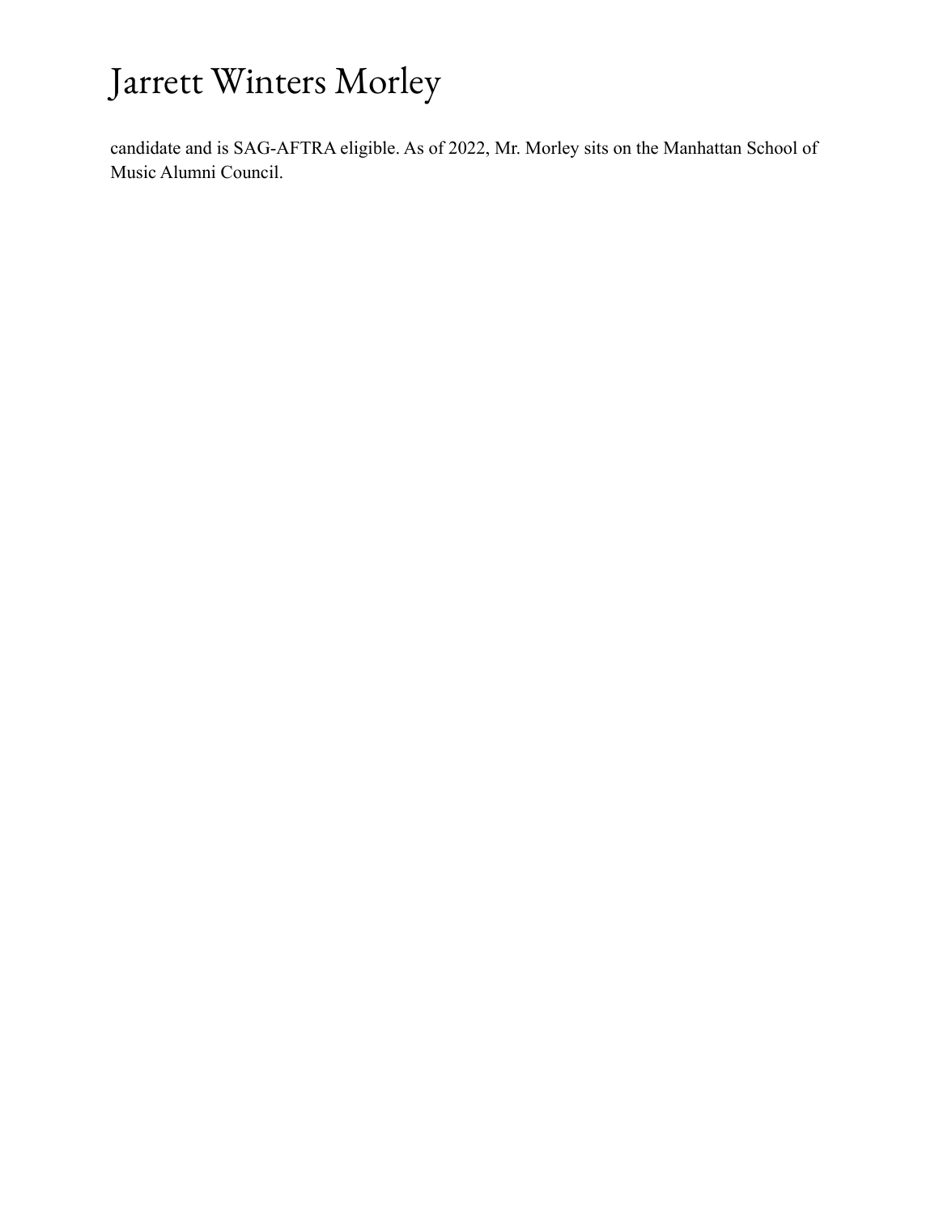candidate and is SAG-AFTRA eligible. As of 2022, Mr. Morley sits on the Manhattan School of Music Alumni Council.